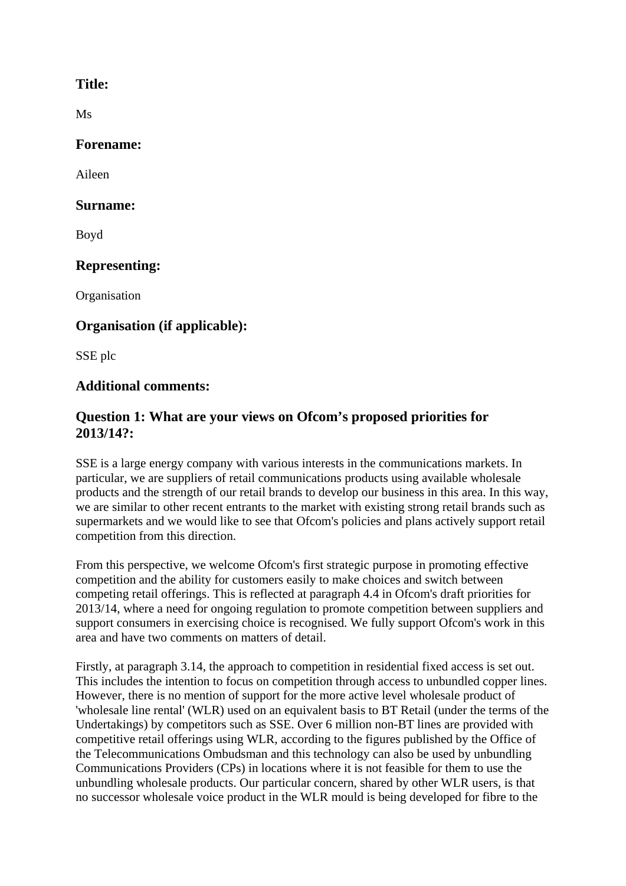### Title:

Ms

### Forename:

Aileen

### Surname:

Boyd

### Representing:

Organisation

### Organisation (if applicable):

SSE plc

### Additional comments:

### Question 1: What are your views on Ofcom's proposed priorities for 2013/14?:

SSE is a large energy company with various interests in the communications markets. In particular, we are suppliers of retail communications products using available wholesale products and the strength of our retail brands to develop our business in this area. In this way, we are similar to other recent entrants to the market with existing strong retail brands such as supermarkets and we would like to see that Ofcom's policies and plans actively support retail competition from this direction.

From this perspective, we welcome Ofcom's first strategic purpose in promoting effective competition and the ability for customers easily to make choices and switch between competing retail offerings. This is reflected at paragraph 4.4 in Ofcom's draft priorities for 2013/14, where a need for ongoing regulation to promote competition between suppliers and support consumers in exercising choice is recognised. We fully support Ofcom's work in this area and have two comments on matters of detail.

Firstly, at paragraph 3.14, the approach to competition in residential fixed access is set out. This includes the intention to focus on competition through access to unbundled copper lines. However, there is no mention of support for the more active level wholesale product of 'wholesale line rental' (WLR) used on an equivalent basis to BT Retail (under the terms of the Undertakings) by competitors such as SSE. Over 6 million non-BT lines are provided with competitive retail offerings using WLR, according to the figures published by the Office of the Telecommunications Ombudsman and this technology can also be used by unbundling Communications Providers (CPs) in locations where it is not feasible for them to use the unbundling wholesale products. Our particular concern, shared by other WLR users, is that no successor wholesale voice product in the WLR mould is being developed for fibre to the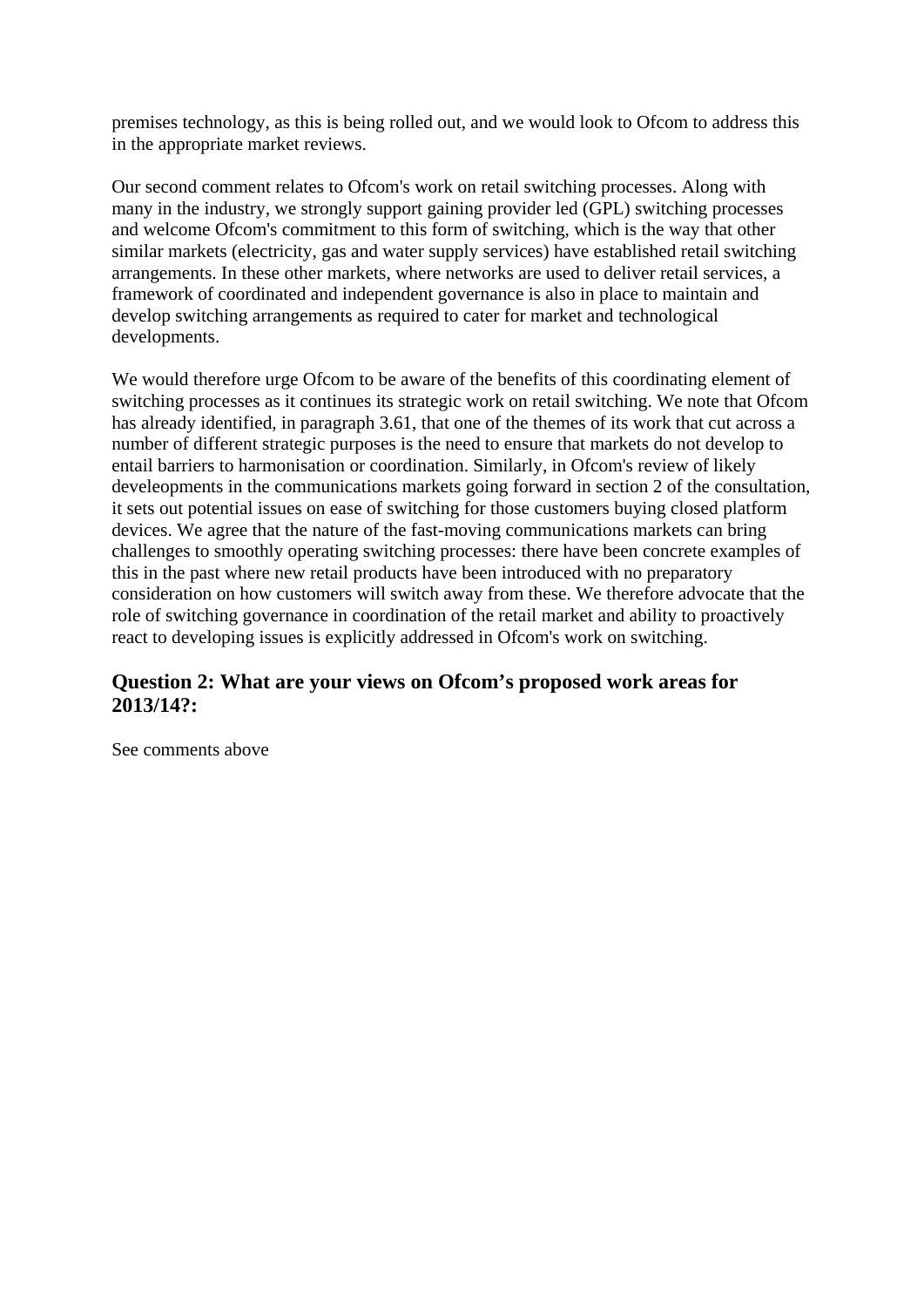premises technology, as this is being rolled out, and we would look to Ofcom to address this in the appropriate market reviews.

Our second comment relates to Ofcom's work on retail switching processes. Along with many in the industry, we strongly support gaining provider led (GPL) switching processes and welcome Ofcom's commitment to this form of switching, which is the way that other similar markets (electricity, gas and water supply services) have established retail switching arrangements. In these other markets, where networks are used to deliver retail services, a framework of coordinated and independent governance is also in place to maintain and develop switching arrangements as required to cater for market and technological developments.

We would therefore urge Ofcom to be aware of the benefits of this coordinating element of switching processes as it continues its strategic work on retail switching. We note that Ofcom has already identified, in paragraph 3.61, that one of the themes of its work that cut across a number of different strategic purposes is the need to ensure that markets do not develop to entail barriers to harmonisation or coordination. Similarly, in Ofcom's review of likely develeopments in the communications markets going forward in section 2 of the consultation, it sets out potential issues on ease of switching for those customers buying closed platform devices. We agree that the nature of the fast-moving communications markets can bring challenges to smoothly operating switching processes: there have been concrete examples of this in the past where new retail products have been introduced with no preparatory consideration on how customers will switch away from these. We therefore advocate that the role of switching governance in coordination of the retail market and ability to proactively react to developing issues is explicitly addressed in Ofcom's work on switching.

### Question 2: What are your views on Ofcom’s proposed work areas for 2013/14?:

See comments above